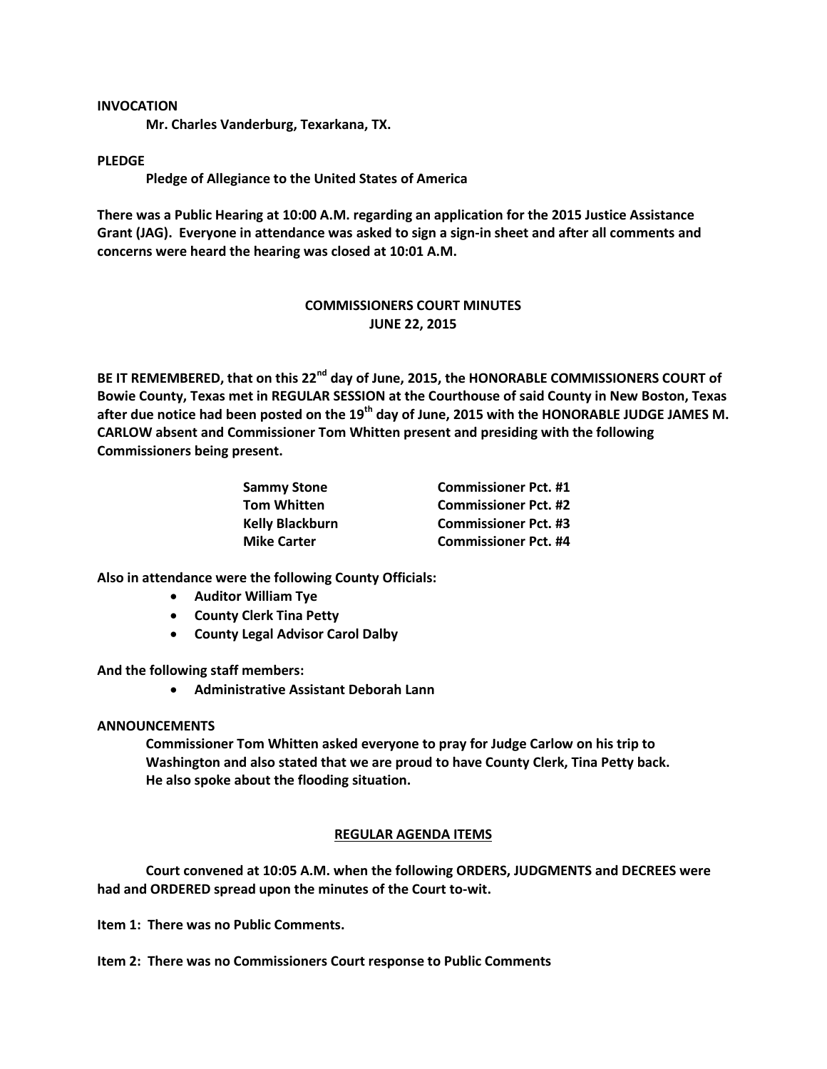**INVOCATION**

**Mr. Charles Vanderburg, Texarkana, TX.**

**PLEDGE**

**Pledge of Allegiance to the United States of America**

**There was a Public Hearing at 10:00 A.M. regarding an application for the 2015 Justice Assistance Grant (JAG). Everyone in attendance was asked to sign a sign-in sheet and after all comments and concerns were heard the hearing was closed at 10:01 A.M.**

## COMMISSIONERS COURT MINUTES
## JUNE 22, 2015

**BE IT REMEMBERED, that on this 22nd day of June, 2015, the HONORABLE COMMISSIONERS COURT of Bowie County, Texas met in REGULAR SESSION at the Courthouse of said County in New Boston, Texas after due notice had been posted on the 19th day of June, 2015 with the HONORABLE JUDGE JAMES M. CARLOW absent and Commissioner Tom Whitten present and presiding with the following Commissioners being present.**

| | |
|---|---|
| **Sammy Stone** | **Commissioner Pct. #1** |
| **Tom Whitten** | **Commissioner Pct. #2** |
| **Kelly Blackburn** | **Commissioner Pct. #3** |
| **Mike Carter** | **Commissioner Pct. #4** |

**Also in attendance were the following County Officials:**

- **Auditor William Tye**
- **County Clerk Tina Petty**
- **County Legal Advisor Carol Dalby**

**And the following staff members:**

- **Administrative Assistant Deborah Lann**

**ANNOUNCEMENTS**

**Commissioner Tom Whitten asked everyone to pray for Judge Carlow on his trip to Washington and also stated that we are proud to have County Clerk, Tina Petty back. He also spoke about the flooding situation.**

**REGULAR AGENDA ITEMS**

**Court convened at 10:05 A.M. when the following ORDERS, JUDGMENTS and DECREES were had and ORDERED spread upon the minutes of the Court to-wit.**

**Item 1: There was no Public Comments.**

**Item 2: There was no Commissioners Court response to Public Comments**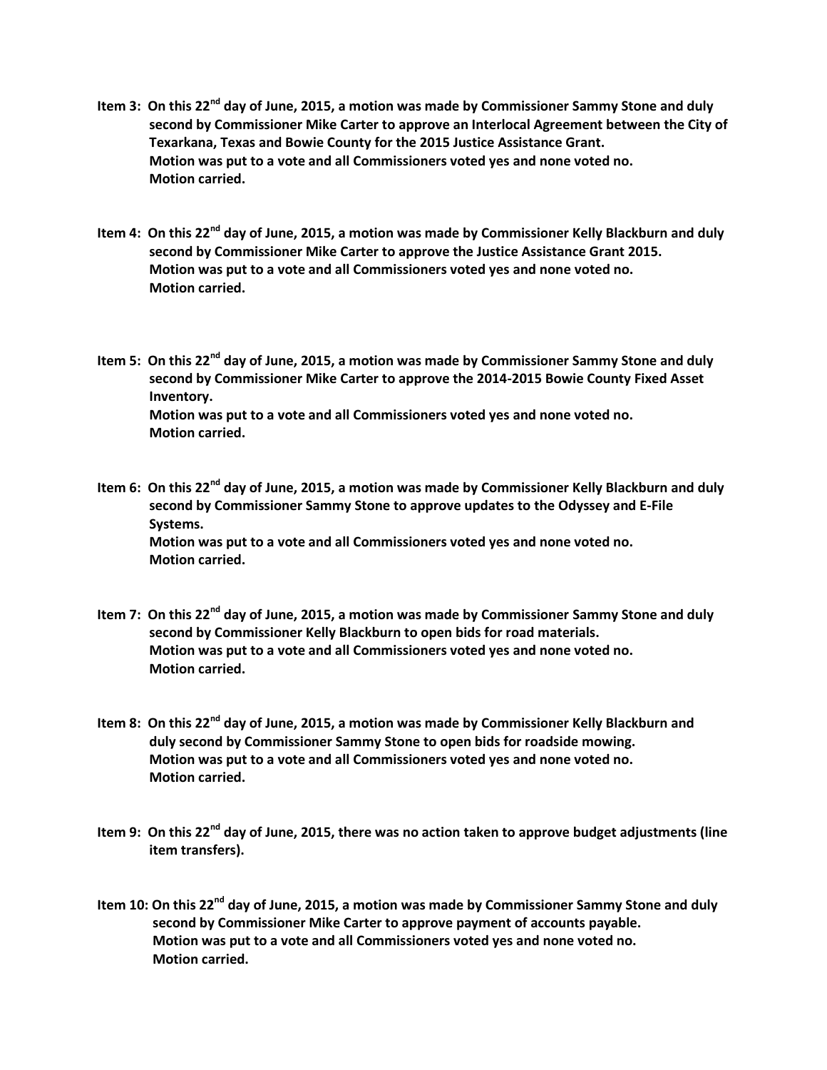**Item 3: On this 22nd day of June, 2015, a motion was made by Commissioner Sammy Stone and duly second by Commissioner Mike Carter to approve an Interlocal Agreement between the City of Texarkana, Texas and Bowie County for the 2015 Justice Assistance Grant.**
**Motion was put to a vote and all Commissioners voted yes and none voted no.**
**Motion carried.**

**Item 4: On this 22nd day of June, 2015, a motion was made by Commissioner Kelly Blackburn and duly second by Commissioner Mike Carter to approve the Justice Assistance Grant 2015.**
**Motion was put to a vote and all Commissioners voted yes and none voted no.**
**Motion carried.**

**Item 5: On this 22nd day of June, 2015, a motion was made by Commissioner Sammy Stone and duly second by Commissioner Mike Carter to approve the 2014-2015 Bowie County Fixed Asset Inventory.**
**Motion was put to a vote and all Commissioners voted yes and none voted no.**
**Motion carried.**

**Item 6: On this 22nd day of June, 2015, a motion was made by Commissioner Kelly Blackburn and duly second by Commissioner Sammy Stone to approve updates to the Odyssey and E-File Systems.**
**Motion was put to a vote and all Commissioners voted yes and none voted no.**
**Motion carried.**

**Item 7: On this 22nd day of June, 2015, a motion was made by Commissioner Sammy Stone and duly second by Commissioner Kelly Blackburn to open bids for road materials.**
**Motion was put to a vote and all Commissioners voted yes and none voted no.**
**Motion carried.**

**Item 8: On this 22nd day of June, 2015, a motion was made by Commissioner Kelly Blackburn and duly second by Commissioner Sammy Stone to open bids for roadside mowing.**
**Motion was put to a vote and all Commissioners voted yes and none voted no.**
**Motion carried.**

**Item 9: On this 22nd day of June, 2015, there was no action taken to approve budget adjustments (line item transfers).**

**Item 10: On this 22nd day of June, 2015, a motion was made by Commissioner Sammy Stone and duly second by Commissioner Mike Carter to approve payment of accounts payable.**
**Motion was put to a vote and all Commissioners voted yes and none voted no.**
**Motion carried.**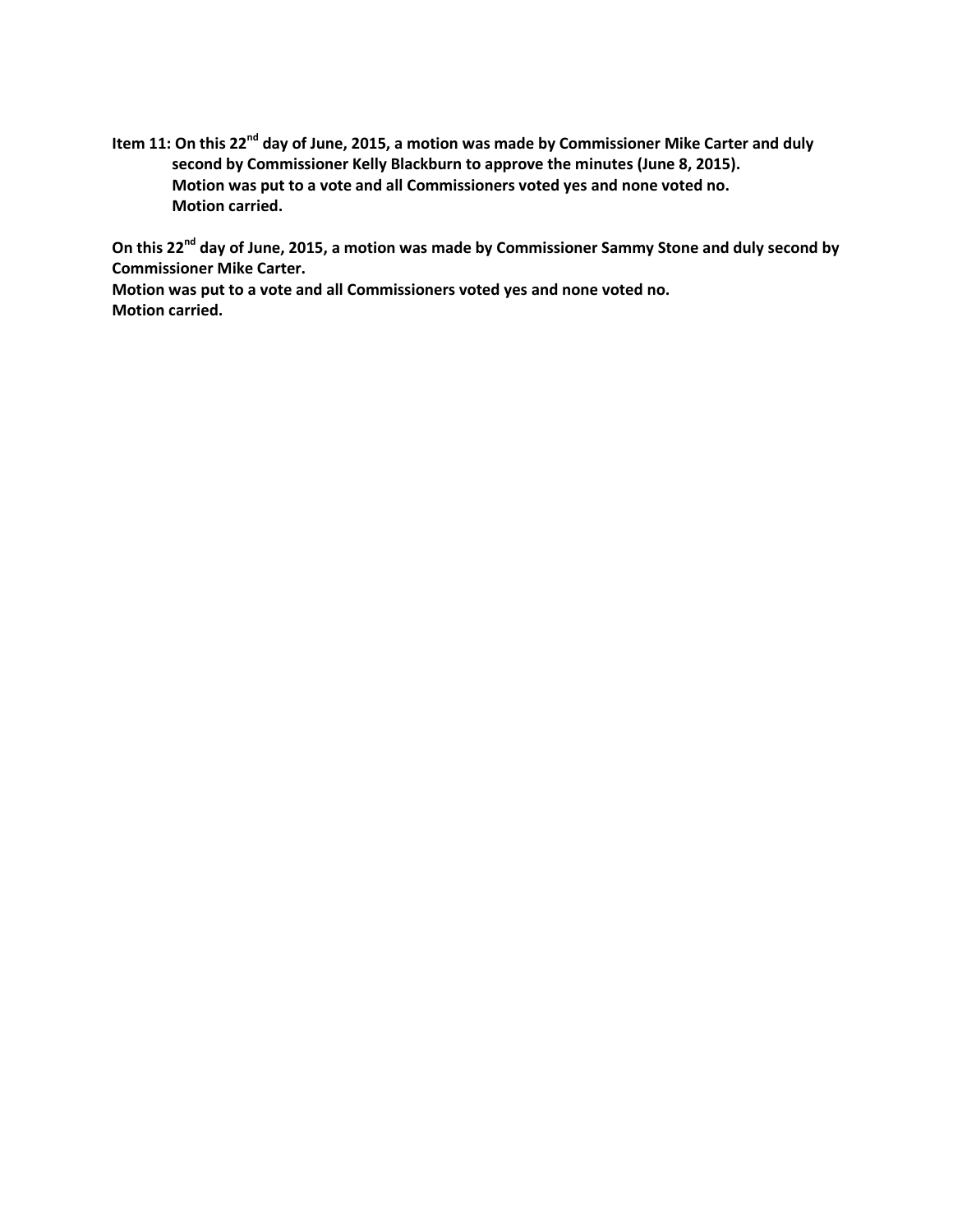**Item 11: On this 22nd day of June, 2015, a motion was made by Commissioner Mike Carter and duly second by Commissioner Kelly Blackburn to approve the minutes (June 8, 2015).**
**Motion was put to a vote and all Commissioners voted yes and none voted no.**
**Motion carried.**

**On this 22nd day of June, 2015, a motion was made by Commissioner Sammy Stone and duly second by Commissioner Mike Carter.**
**Motion was put to a vote and all Commissioners voted yes and none voted no.**
**Motion carried.**